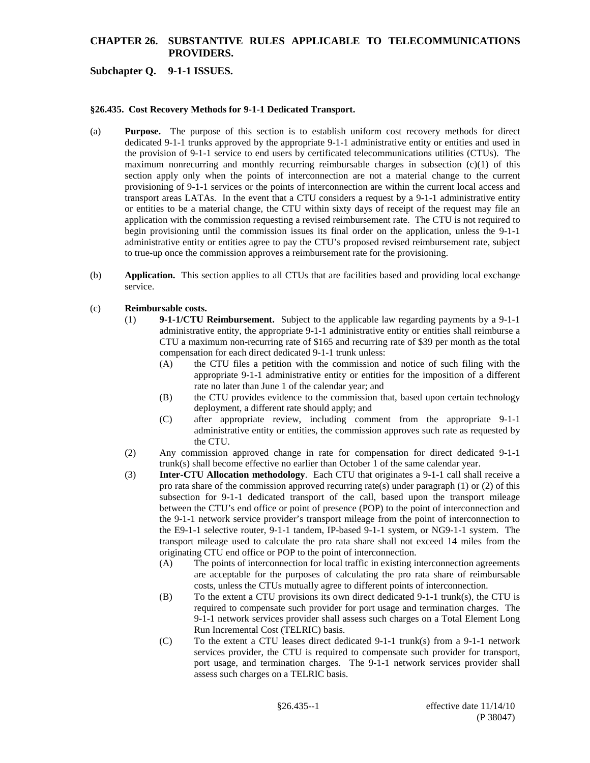# CHAPTER 26. SUBSTANTIVE RULES APPLICABLE TO TELECOMMUNICATIONS PROVIDERS.

## Subchapter Q. 9-1-1 ISSUES.

### §26.435. Cost Recovery Methods for 9-1-1 Dedicated Transport.

(a) **Purpose.** The purpose of this section is to establish uniform cost recovery methods for direct dedicated 9-1-1 trunks approved by the appropriate 9-1-1 administrative entity or entities and used in the provision of 9-1-1 service to end users by certificated telecommunications utilities (CTUs). The maximum nonrecurring and monthly recurring reimbursable charges in subsection (c)(1) of this section apply only when the points of interconnection are not a material change to the current provisioning of 9-1-1 services or the points of interconnection are within the current local access and transport areas LATAs. In the event that a CTU considers a request by a 9-1-1 administrative entity or entities to be a material change, the CTU within sixty days of receipt of the request may file an application with the commission requesting a revised reimbursement rate. The CTU is not required to begin provisioning until the commission issues its final order on the application, unless the 9-1-1 administrative entity or entities agree to pay the CTU's proposed revised reimbursement rate, subject to true-up once the commission approves a reimbursement rate for the provisioning.

(b) **Application.** This section applies to all CTUs that are facilities based and providing local exchange service.

(c) **Reimbursable costs.**

(1) **9-1-1/CTU Reimbursement.** Subject to the applicable law regarding payments by a 9-1-1 administrative entity, the appropriate 9-1-1 administrative entity or entities shall reimburse a CTU a maximum non-recurring rate of $165 and recurring rate of $39 per month as the total compensation for each direct dedicated 9-1-1 trunk unless:

(A) the CTU files a petition with the commission and notice of such filing with the appropriate 9-1-1 administrative entity or entities for the imposition of a different rate no later than June 1 of the calendar year; and

(B) the CTU provides evidence to the commission that, based upon certain technology deployment, a different rate should apply; and

(C) after appropriate review, including comment from the appropriate 9-1-1 administrative entity or entities, the commission approves such rate as requested by the CTU.

(2) Any commission approved change in rate for compensation for direct dedicated 9-1-1 trunk(s) shall become effective no earlier than October 1 of the same calendar year.

(3) **Inter-CTU Allocation methodology**. Each CTU that originates a 9-1-1 call shall receive a pro rata share of the commission approved recurring rate(s) under paragraph (1) or (2) of this subsection for 9-1-1 dedicated transport of the call, based upon the transport mileage between the CTU's end office or point of presence (POP) to the point of interconnection and the 9-1-1 network service provider's transport mileage from the point of interconnection to the E9-1-1 selective router, 9-1-1 tandem, IP-based 9-1-1 system, or NG9-1-1 system. The transport mileage used to calculate the pro rata share shall not exceed 14 miles from the originating CTU end office or POP to the point of interconnection.

(A) The points of interconnection for local traffic in existing interconnection agreements are acceptable for the purposes of calculating the pro rata share of reimbursable costs, unless the CTUs mutually agree to different points of interconnection.

(B) To the extent a CTU provisions its own direct dedicated 9-1-1 trunk(s), the CTU is required to compensate such provider for port usage and termination charges. The 9-1-1 network services provider shall assess such charges on a Total Element Long Run Incremental Cost (TELRIC) basis.

(C) To the extent a CTU leases direct dedicated 9-1-1 trunk(s) from a 9-1-1 network services provider, the CTU is required to compensate such provider for transport, port usage, and termination charges. The 9-1-1 network services provider shall assess such charges on a TELRIC basis.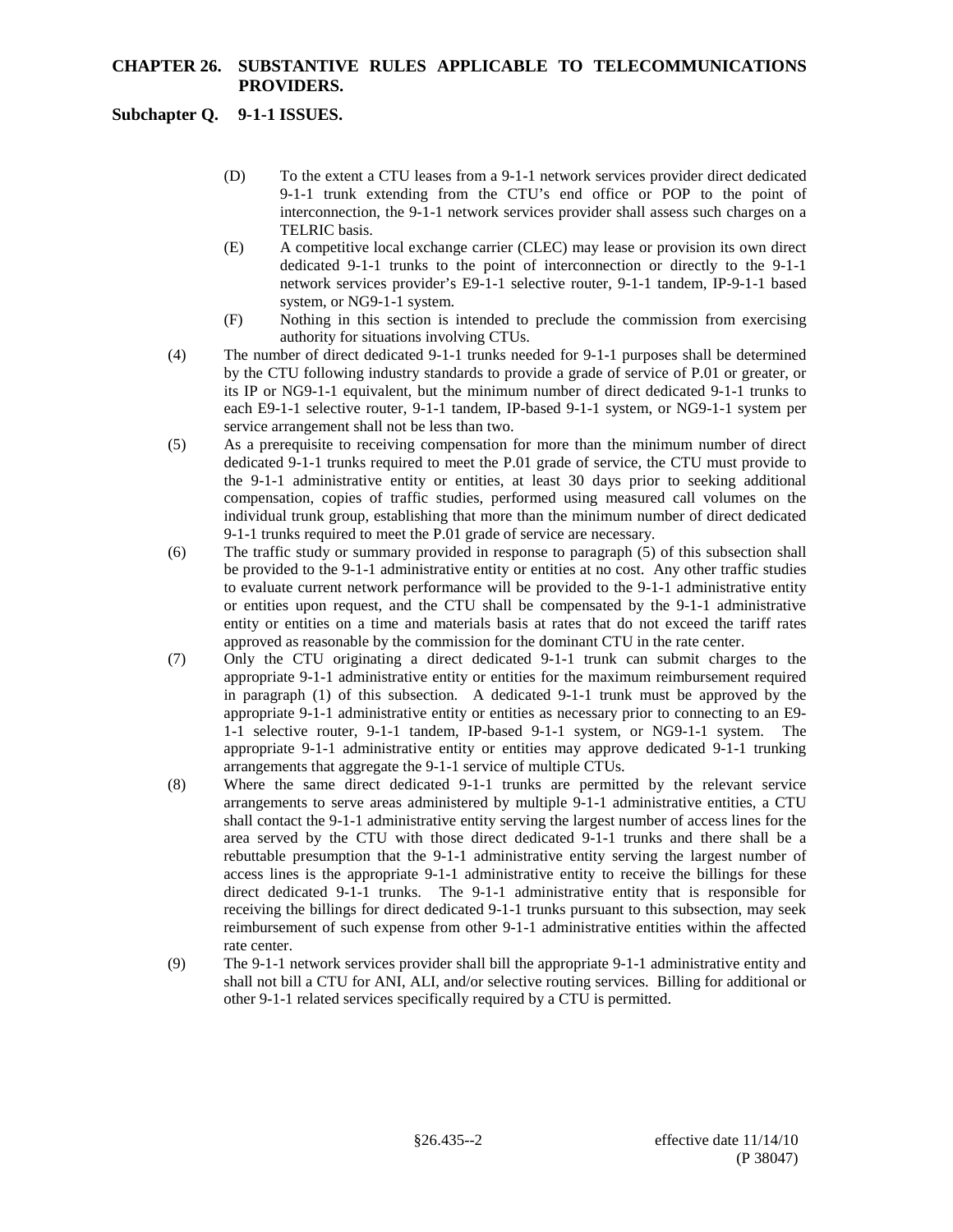(D) To the extent a CTU leases from a 9-1-1 network services provider direct dedicated 9-1-1 trunk extending from the CTU's end office or POP to the point of interconnection, the 9-1-1 network services provider shall assess such charges on a TELRIC basis.

(E) A competitive local exchange carrier (CLEC) may lease or provision its own direct dedicated 9-1-1 trunks to the point of interconnection or directly to the 9-1-1 network services provider's E9-1-1 selective router, 9-1-1 tandem, IP-9-1-1 based system, or NG9-1-1 system.

(F) Nothing in this section is intended to preclude the commission from exercising authority for situations involving CTUs.

(4) The number of direct dedicated 9-1-1 trunks needed for 9-1-1 purposes shall be determined by the CTU following industry standards to provide a grade of service of P.01 or greater, or its IP or NG9-1-1 equivalent, but the minimum number of direct dedicated 9-1-1 trunks to each E9-1-1 selective router, 9-1-1 tandem, IP-based 9-1-1 system, or NG9-1-1 system per service arrangement shall not be less than two.

(5) As a prerequisite to receiving compensation for more than the minimum number of direct dedicated 9-1-1 trunks required to meet the P.01 grade of service, the CTU must provide to the 9-1-1 administrative entity or entities, at least 30 days prior to seeking additional compensation, copies of traffic studies, performed using measured call volumes on the individual trunk group, establishing that more than the minimum number of direct dedicated 9-1-1 trunks required to meet the P.01 grade of service are necessary.

(6) The traffic study or summary provided in response to paragraph (5) of this subsection shall be provided to the 9-1-1 administrative entity or entities at no cost. Any other traffic studies to evaluate current network performance will be provided to the 9-1-1 administrative entity or entities upon request, and the CTU shall be compensated by the 9-1-1 administrative entity or entities on a time and materials basis at rates that do not exceed the tariff rates approved as reasonable by the commission for the dominant CTU in the rate center.

(7) Only the CTU originating a direct dedicated 9-1-1 trunk can submit charges to the appropriate 9-1-1 administrative entity or entities for the maximum reimbursement required in paragraph (1) of this subsection. A dedicated 9-1-1 trunk must be approved by the appropriate 9-1-1 administrative entity or entities as necessary prior to connecting to an E9-1-1 selective router, 9-1-1 tandem, IP-based 9-1-1 system, or NG9-1-1 system. The appropriate 9-1-1 administrative entity or entities may approve dedicated 9-1-1 trunking arrangements that aggregate the 9-1-1 service of multiple CTUs.

(8) Where the same direct dedicated 9-1-1 trunks are permitted by the relevant service arrangements to serve areas administered by multiple 9-1-1 administrative entities, a CTU shall contact the 9-1-1 administrative entity serving the largest number of access lines for the area served by the CTU with those direct dedicated 9-1-1 trunks and there shall be a rebuttable presumption that the 9-1-1 administrative entity serving the largest number of access lines is the appropriate 9-1-1 administrative entity to receive the billings for these direct dedicated 9-1-1 trunks. The 9-1-1 administrative entity that is responsible for receiving the billings for direct dedicated 9-1-1 trunks pursuant to this subsection, may seek reimbursement of such expense from other 9-1-1 administrative entities within the affected rate center.

(9) The 9-1-1 network services provider shall bill the appropriate 9-1-1 administrative entity and shall not bill a CTU for ANI, ALI, and/or selective routing services. Billing for additional or other 9-1-1 related services specifically required by a CTU is permitted.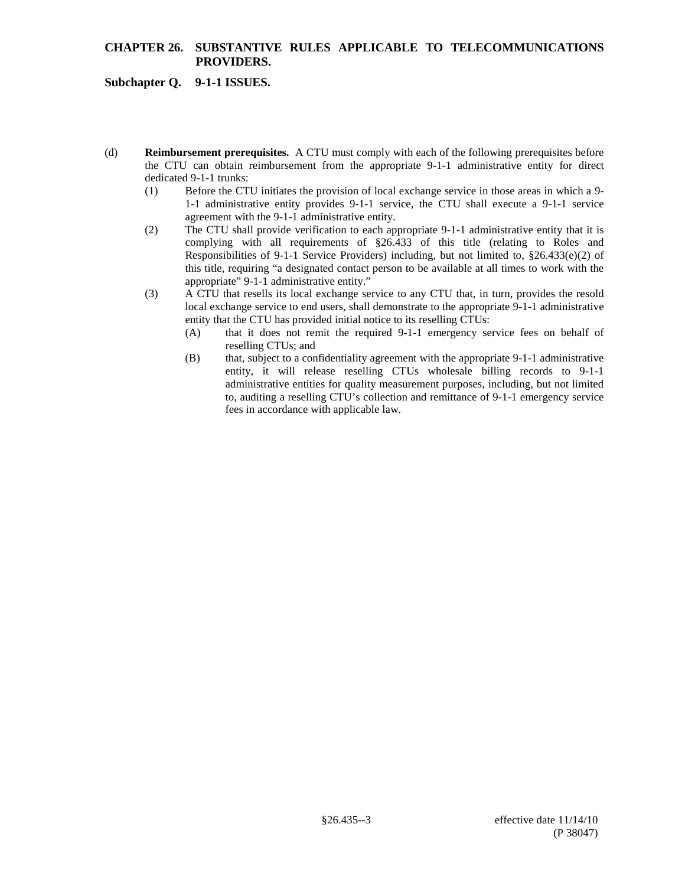(d) **Reimbursement prerequisites.** A CTU must comply with each of the following prerequisites before the CTU can obtain reimbursement from the appropriate 9-1-1 administrative entity for direct dedicated 9-1-1 trunks:

(1) Before the CTU initiates the provision of local exchange service in those areas in which a 9-1-1 administrative entity provides 9-1-1 service, the CTU shall execute a 9-1-1 service agreement with the 9-1-1 administrative entity.

(2) The CTU shall provide verification to each appropriate 9-1-1 administrative entity that it is complying with all requirements of §26.433 of this title (relating to Roles and Responsibilities of 9-1-1 Service Providers) including, but not limited to, §26.433(e)(2) of this title, requiring "a designated contact person to be available at all times to work with the appropriate" 9-1-1 administrative entity."

(3) A CTU that resells its local exchange service to any CTU that, in turn, provides the resold local exchange service to end users, shall demonstrate to the appropriate 9-1-1 administrative entity that the CTU has provided initial notice to its reselling CTUs:

(A) that it does not remit the required 9-1-1 emergency service fees on behalf of reselling CTUs; and

(B) that, subject to a confidentiality agreement with the appropriate 9-1-1 administrative entity, it will release reselling CTUs wholesale billing records to 9-1-1 administrative entities for quality measurement purposes, including, but not limited to, auditing a reselling CTU's collection and remittance of 9-1-1 emergency service fees in accordance with applicable law.